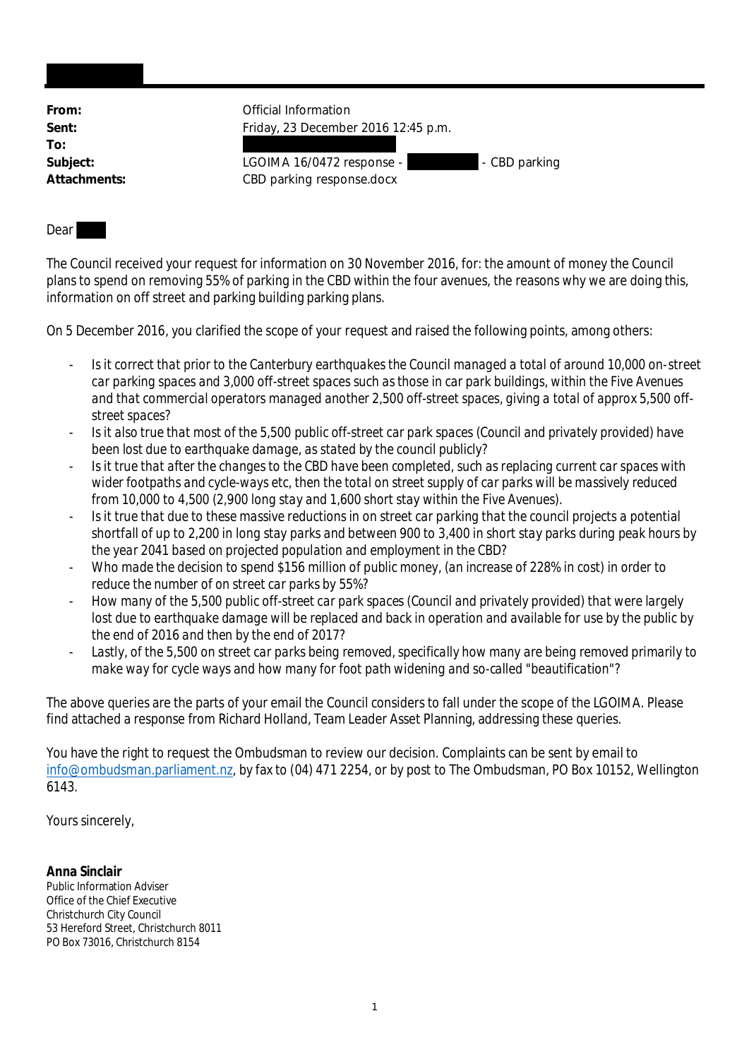|  |  |
|---|---|
| **From:** | Official Information |
| **Sent:** | Friday, 23 December 2016 12:45 p.m. |
| **To:** |  |
| **Subject:** | LGOIMA 16/0472 response - - CBD parking |
| **Attachments:** | CBD parking response.docx |

Dear

The Council received your request for information on 30 November 2016, for: the amount of money the Council plans to spend on removing 55% of parking in the CBD within the four avenues, the reasons why we are doing this, information on off street and parking building parking plans.

On 5 December 2016, you clarified the scope of your request and raised the following points, among others:

- Is it correct that prior to the Canterbury earthquakes the Council managed a total of around 10,000 on-street car parking spaces and 3,000 off-street spaces such as those in car park buildings, within the Five Avenues and that commercial operators managed another 2,500 off-street spaces, giving a total of approx 5,500 off-street spaces?
- Is it also true that most of the 5,500 public off-street car park spaces (Council and privately provided) have been lost due to earthquake damage, as stated by the council publicly?
- Is it true that after the changes to the CBD have been completed, such as replacing current car spaces with wider footpaths and cycle-ways etc, then the total on street supply of car parks will be massively reduced from 10,000 to 4,500 (2,900 long stay and 1,600 short stay within the Five Avenues).
- Is it true that due to these massive reductions in on street car parking that the council projects a potential shortfall of up to 2,200 in long stay parks and between 900 to 3,400 in short stay parks during peak hours by the year 2041 based on projected population and employment in the CBD?
- Who made the decision to spend $156 million of public money, (an increase of 228% in cost) in order to reduce the number of on street car parks by 55%?
- How many of the 5,500 public off-street car park spaces (Council and privately provided) that were largely lost due to earthquake damage will be replaced and back in operation and available for use by the public by the end of 2016 and then by the end of 2017?
- Lastly, of the 5,500 on street car parks being removed, specifically how many are being removed primarily to make way for cycle ways and how many for foot path widening and so-called "beautification"?

The above queries are the parts of your email the Council considers to fall under the scope of the LGOIMA. Please find attached a response from Richard Holland, Team Leader Asset Planning, addressing these queries.

You have the right to request the Ombudsman to review our decision. Complaints can be sent by email to info@ombudsman.parliament.nz, by fax to (04) 471 2254, or by post to The Ombudsman, PO Box 10152, Wellington 6143.

Yours sincerely,

**Anna Sinclair**
Public Information Adviser
Office of the Chief Executive
Christchurch City Council
53 Hereford Street, Christchurch 8011
PO Box 73016, Christchurch 8154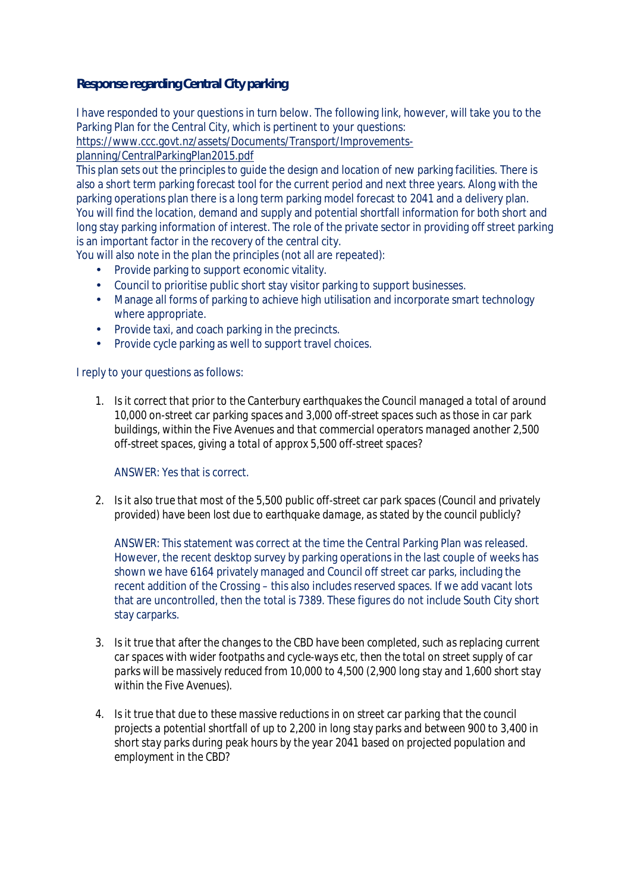**Response regarding Central City parking**

I have responded to your questions in turn below. The following link, however, will take you to the Parking Plan for the Central City, which is pertinent to your questions:
https://www.ccc.govt.nz/assets/Documents/Transport/Improvements-planning/CentralParkingPlan2015.pdf

This plan sets out the principles to guide the design and location of new parking facilities. There is also a short term parking forecast tool for the current period and next three years. Along with the parking operations plan there is a long term parking model forecast to 2041 and a delivery plan. You will find the location, demand and supply and potential shortfall information for both short and long stay parking information of interest. The role of the private sector in providing off street parking is an important factor in the recovery of the central city.

You will also note in the plan the principles (not all are repeated):

- Provide parking to support economic vitality.
- Council to prioritise public short stay visitor parking to support businesses.
- Manage all forms of parking to achieve high utilisation and incorporate smart technology where appropriate.
- Provide taxi, and coach parking in the precincts.
- Provide cycle parking as well to support travel choices.

I reply to your questions as follows:

1. *Is it correct that prior to the Canterbury earthquakes the Council managed a total of around 10,000 on-street car parking spaces and 3,000 off-street spaces such as those in car park buildings, within the Five Avenues and that commercial operators managed another 2,500 off-street spaces, giving a total of approx 5,500 off-street spaces?*

   ANSWER: Yes that is correct.

2. *Is it also true that most of the 5,500 public off-street car park spaces (Council and privately provided) have been lost due to earthquake damage, as stated by the council publicly?*

   ANSWER: This statement was correct at the time the Central Parking Plan was released. However, the recent desktop survey by parking operations in the last couple of weeks has shown we have 6164 privately managed and Council off street car parks, including the recent addition of the Crossing – this also includes reserved spaces. If we add vacant lots that are uncontrolled, then the total is 7389. These figures do not include South City short stay carparks.

3. *Is it true that after the changes to the CBD have been completed, such as replacing current car spaces with wider footpaths and cycle-ways etc, then the total on street supply of car parks will be massively reduced from 10,000 to 4,500 (2,900 long stay and 1,600 short stay within the Five Avenues).*

4. *Is it true that due to these massive reductions in on street car parking that the council projects a potential shortfall of up to 2,200 in long stay parks and between 900 to 3,400 in short stay parks during peak hours by the year 2041 based on projected population and employment in the CBD?*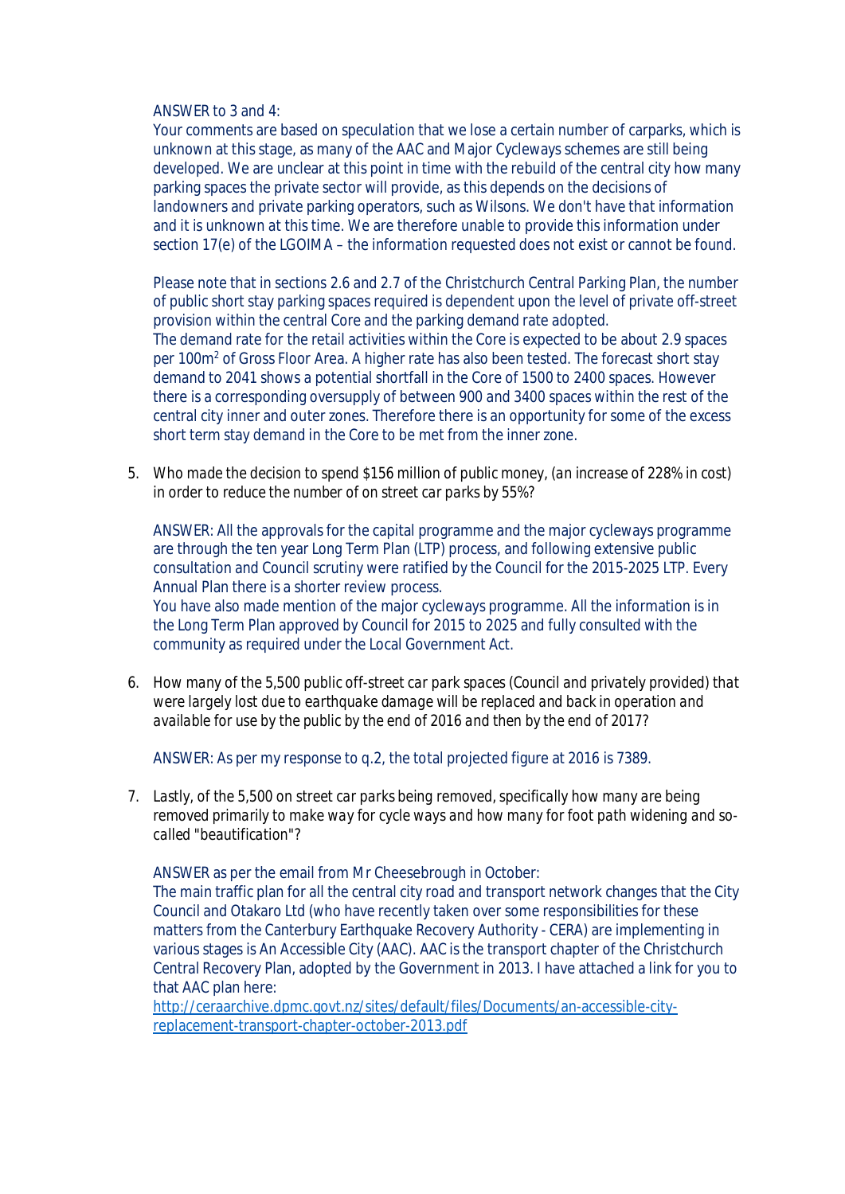ANSWER to 3 and 4:

Your comments are based on speculation that we lose a certain number of carparks, which is unknown at this stage, as many of the AAC and Major Cycleways schemes are still being developed. We are unclear at this point in time with the rebuild of the central city how many parking spaces the private sector will provide, as this depends on the decisions of landowners and private parking operators, such as Wilsons. We don't have that information and it is unknown at this time. We are therefore unable to provide this information under section 17(e) of the LGOIMA – the information requested does not exist or cannot be found.

Please note that in sections 2.6 and 2.7 of the Christchurch Central Parking Plan, the number of public short stay parking spaces required is dependent upon the level of private off-street provision within the central Core and the parking demand rate adopted.
The demand rate for the retail activities within the Core is expected to be about 2.9 spaces per $100m^2$ of Gross Floor Area. A higher rate has also been tested. The forecast short stay demand to 2041 shows a potential shortfall in the Core of 1500 to 2400 spaces. However there is a corresponding oversupply of between 900 and 3400 spaces within the rest of the central city inner and outer zones. Therefore there is an opportunity for some of the excess short term stay demand in the Core to be met from the inner zone.

5. *Who made the decision to spend $156 million of public money, (an increase of 228% in cost) in order to reduce the number of on street car parks by 55%?*

   ANSWER: All the approvals for the capital programme and the major cycleways programme are through the ten year Long Term Plan (LTP) process, and following extensive public consultation and Council scrutiny were ratified by the Council for the 2015-2025 LTP. Every Annual Plan there is a shorter review process.
   You have also made mention of the major cycleways programme. All the information is in the Long Term Plan approved by Council for 2015 to 2025 and fully consulted with the community as required under the Local Government Act.

6. *How many of the 5,500 public off-street car park spaces (Council and privately provided) that were largely lost due to earthquake damage will be replaced and back in operation and available for use by the public by the end of 2016 and then by the end of 2017?*

   ANSWER: As per my response to q.2, the total projected figure at 2016 is 7389.

7. *Lastly, of the 5,500 on street car parks being removed, specifically how many are being removed primarily to make way for cycle ways and how many for foot path widening and so-called "beautification"?*

   ANSWER as per the email from Mr Cheesebrough in October:
   The main traffic plan for all the central city road and transport network changes that the City Council and Otakaro Ltd (who have recently taken over some responsibilities for these matters from the Canterbury Earthquake Recovery Authority - CERA) are implementing in various stages is An Accessible City (AAC). AAC is the transport chapter of the Christchurch Central Recovery Plan, adopted by the Government in 2013. I have attached a link for you to that AAC plan here:
   http://ceraarchive.dpmc.govt.nz/sites/default/files/Documents/an-accessible-city-replacement-transport-chapter-october-2013.pdf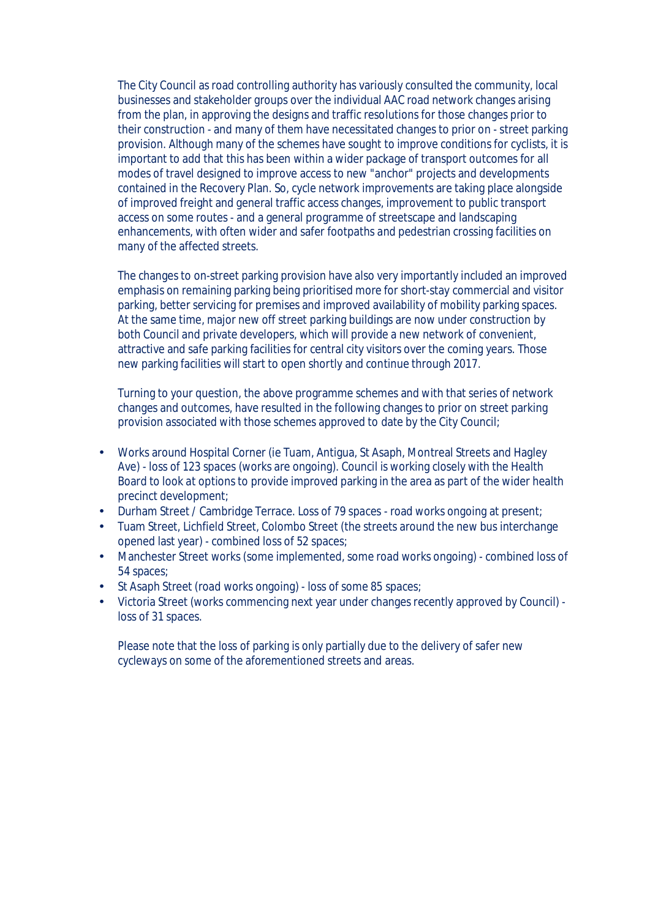The City Council as road controlling authority has variously consulted the community, local businesses and stakeholder groups over the individual AAC road network changes arising from the plan, in approving the designs and traffic resolutions for those changes prior to their construction - and many of them have necessitated changes to prior on - street parking provision. Although many of the schemes have sought to improve conditions for cyclists, it is important to add that this has been within a wider package of transport outcomes for all modes of travel designed to improve access to new "anchor" projects and developments contained in the Recovery Plan. So, cycle network improvements are taking place alongside of improved freight and general traffic access changes, improvement to public transport access on some routes - and a general programme of streetscape and landscaping enhancements, with often wider and safer footpaths and pedestrian crossing facilities on many of the affected streets.

The changes to on-street parking provision have also very importantly included an improved emphasis on remaining parking being prioritised more for short-stay commercial and visitor parking, better servicing for premises and improved availability of mobility parking spaces. At the same time, major new off street parking buildings are now under construction by both Council and private developers, which will provide a new network of convenient, attractive and safe parking facilities for central city visitors over the coming years. Those new parking facilities will start to open shortly and continue through 2017.

Turning to your question, the above programme schemes and with that series of network changes and outcomes, have resulted in the following changes to prior on street parking provision associated with those schemes approved to date by the City Council;

- Works around Hospital Corner (ie Tuam, Antigua, St Asaph, Montreal Streets and Hagley Ave) - loss of 123 spaces (works are ongoing). Council is working closely with the Health Board to look at options to provide improved parking in the area as part of the wider health precinct development;
- Durham Street / Cambridge Terrace. Loss of 79 spaces - road works ongoing at present;
- Tuam Street, Lichfield Street, Colombo Street (the streets around the new bus interchange opened last year) - combined loss of 52 spaces;
- Manchester Street works (some implemented, some road works ongoing) - combined loss of 54 spaces;
- St Asaph Street (road works ongoing) - loss of some 85 spaces;
- Victoria Street (works commencing next year under changes recently approved by Council) - loss of 31 spaces.

Please note that the loss of parking is only partially due to the delivery of safer new cycleways on some of the aforementioned streets and areas.